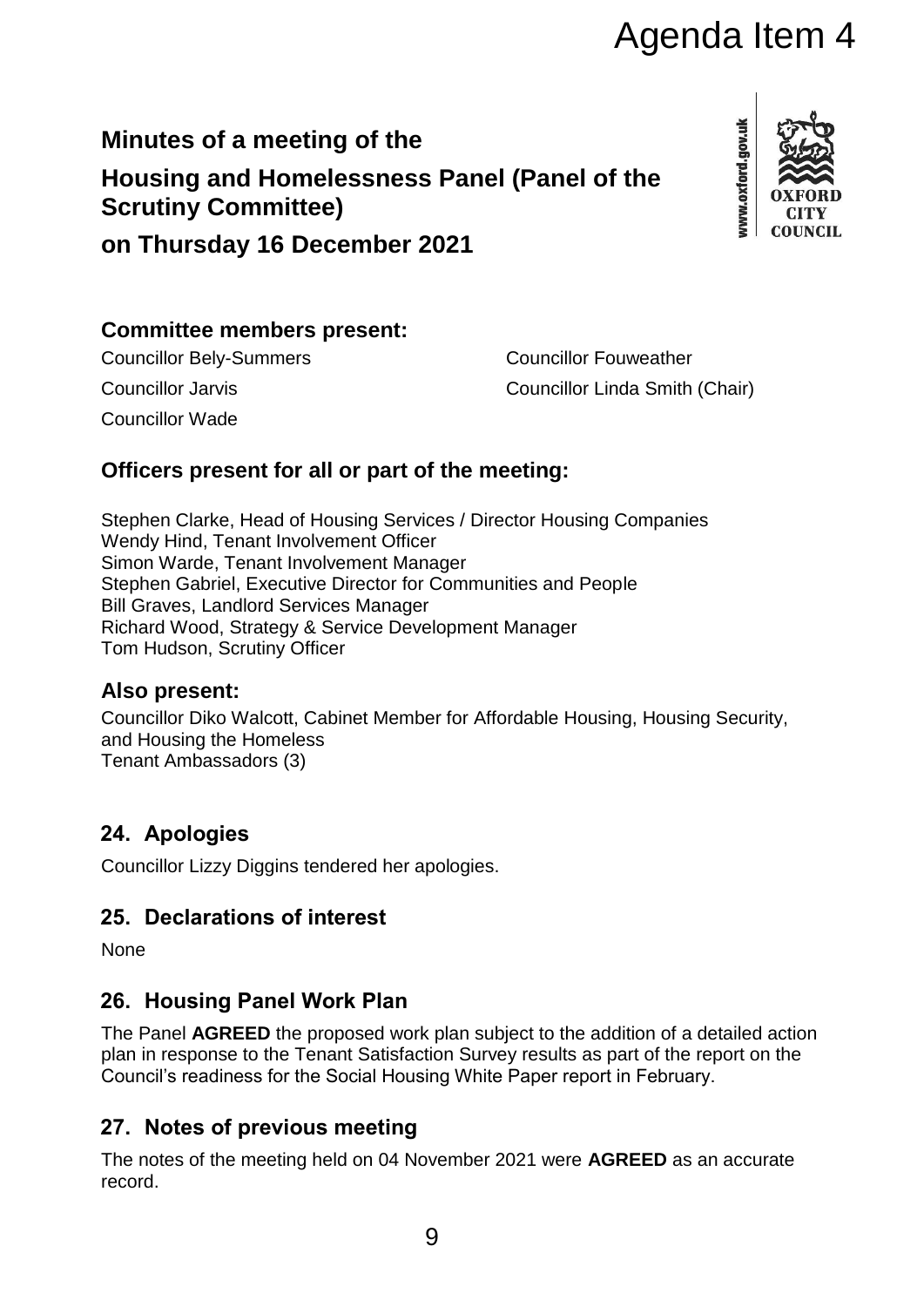Agenda Item 4

# Minutes of a meeting of the Housing and Homelessness Panel (Panel of the Scrutiny Committee) on Thursday 16 December 2021

## Committee members present:

Councillor Bely-Summers

Councillor Fouweather

Councillor Jarvis

Councillor Linda Smith (Chair)

Councillor Wade

## Officers present for all or part of the meeting:

Stephen Clarke, Head of Housing Services / Director Housing Companies
Wendy Hind, Tenant Involvement Officer
Simon Warde, Tenant Involvement Manager
Stephen Gabriel, Executive Director for Communities and People
Bill Graves, Landlord Services Manager
Richard Wood, Strategy & Service Development Manager
Tom Hudson, Scrutiny Officer

## Also present:

Councillor Diko Walcott, Cabinet Member for Affordable Housing, Housing Security, and Housing the Homeless
Tenant Ambassadors (3)

## 24. Apologies

Councillor Lizzy Diggins tendered her apologies.

## 25. Declarations of interest

None

## 26. Housing Panel Work Plan

The Panel **AGREED** the proposed work plan subject to the addition of a detailed action plan in response to the Tenant Satisfaction Survey results as part of the report on the Council's readiness for the Social Housing White Paper report in February.

## 27. Notes of previous meeting

The notes of the meeting held on 04 November 2021 were **AGREED** as an accurate record.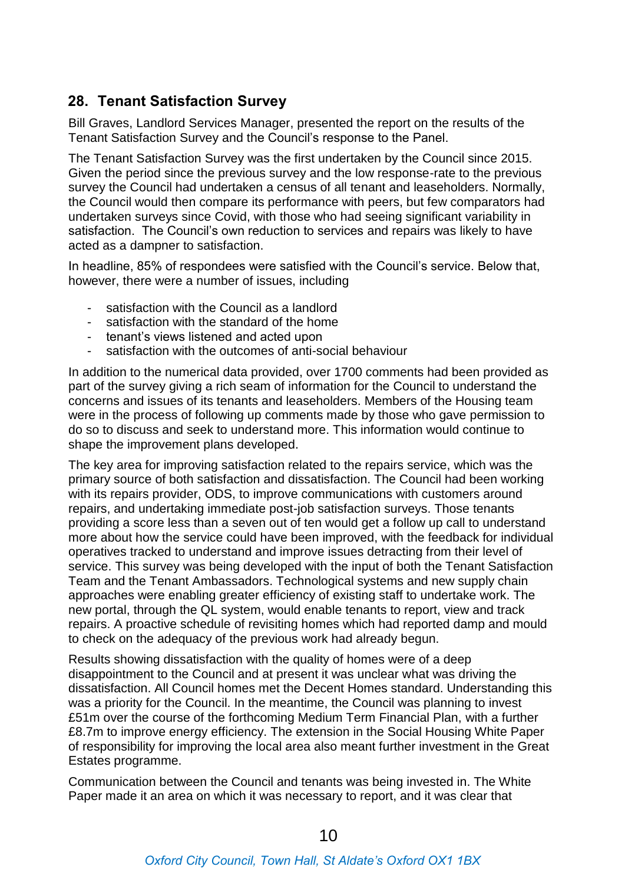## 28. Tenant Satisfaction Survey

Bill Graves, Landlord Services Manager, presented the report on the results of the Tenant Satisfaction Survey and the Council's response to the Panel.

The Tenant Satisfaction Survey was the first undertaken by the Council since 2015. Given the period since the previous survey and the low response-rate to the previous survey the Council had undertaken a census of all tenant and leaseholders. Normally, the Council would then compare its performance with peers, but few comparators had undertaken surveys since Covid, with those who had seeing significant variability in satisfaction. The Council's own reduction to services and repairs was likely to have acted as a dampner to satisfaction.

In headline, 85% of respondees were satisfied with the Council's service. Below that, however, there were a number of issues, including

- satisfaction with the Council as a landlord
- satisfaction with the standard of the home
- tenant's views listened and acted upon
- satisfaction with the outcomes of anti-social behaviour

In addition to the numerical data provided, over 1700 comments had been provided as part of the survey giving a rich seam of information for the Council to understand the concerns and issues of its tenants and leaseholders. Members of the Housing team were in the process of following up comments made by those who gave permission to do so to discuss and seek to understand more. This information would continue to shape the improvement plans developed.

The key area for improving satisfaction related to the repairs service, which was the primary source of both satisfaction and dissatisfaction. The Council had been working with its repairs provider, ODS, to improve communications with customers around repairs, and undertaking immediate post-job satisfaction surveys. Those tenants providing a score less than a seven out of ten would get a follow up call to understand more about how the service could have been improved, with the feedback for individual operatives tracked to understand and improve issues detracting from their level of service. This survey was being developed with the input of both the Tenant Satisfaction Team and the Tenant Ambassadors. Technological systems and new supply chain approaches were enabling greater efficiency of existing staff to undertake work. The new portal, through the QL system, would enable tenants to report, view and track repairs. A proactive schedule of revisiting homes which had reported damp and mould to check on the adequacy of the previous work had already begun.

Results showing dissatisfaction with the quality of homes were of a deep disappointment to the Council and at present it was unclear what was driving the dissatisfaction. All Council homes met the Decent Homes standard. Understanding this was a priority for the Council. In the meantime, the Council was planning to invest £51m over the course of the forthcoming Medium Term Financial Plan, with a further £8.7m to improve energy efficiency. The extension in the Social Housing White Paper of responsibility for improving the local area also meant further investment in the Great Estates programme.

Communication between the Council and tenants was being invested in. The White Paper made it an area on which it was necessary to report, and it was clear that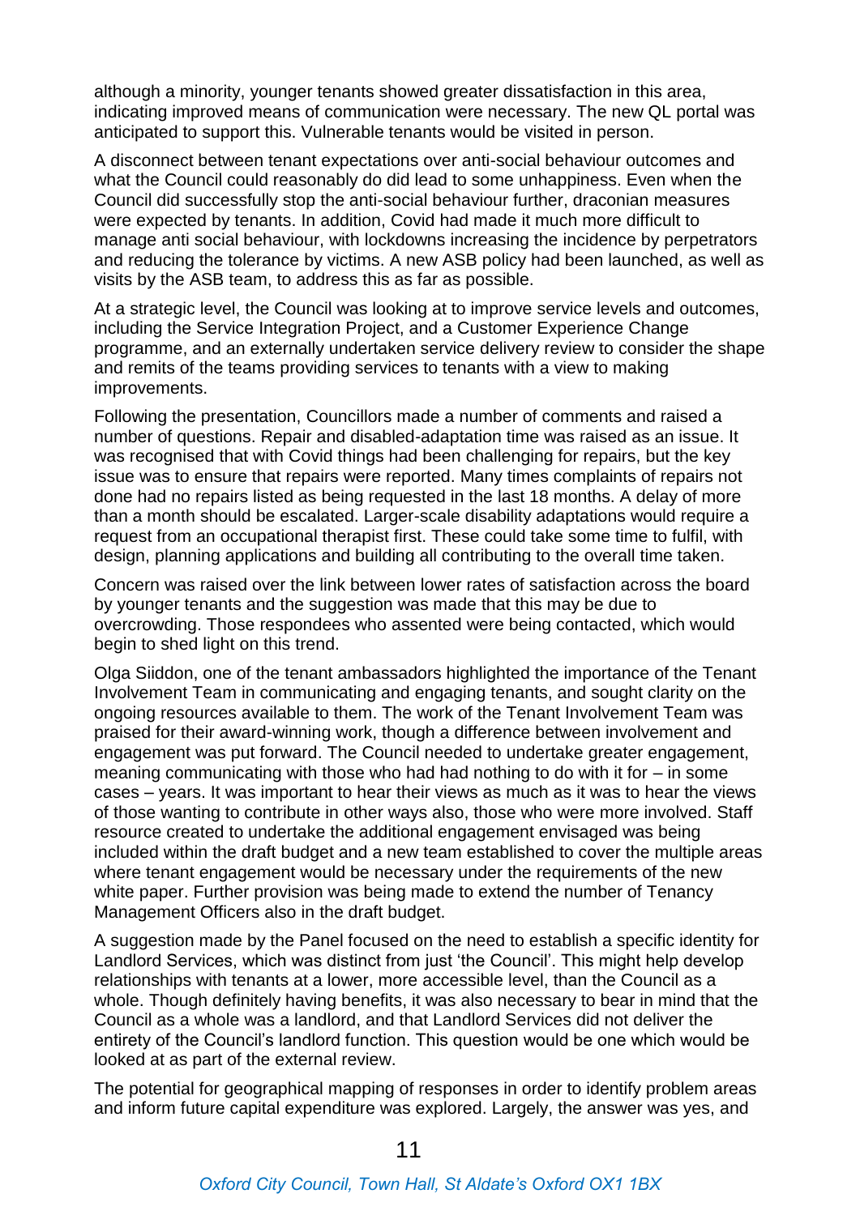although a minority, younger tenants showed greater dissatisfaction in this area, indicating improved means of communication were necessary. The new QL portal was anticipated to support this. Vulnerable tenants would be visited in person.

A disconnect between tenant expectations over anti-social behaviour outcomes and what the Council could reasonably do did lead to some unhappiness. Even when the Council did successfully stop the anti-social behaviour further, draconian measures were expected by tenants. In addition, Covid had made it much more difficult to manage anti social behaviour, with lockdowns increasing the incidence by perpetrators and reducing the tolerance by victims. A new ASB policy had been launched, as well as visits by the ASB team, to address this as far as possible.

At a strategic level, the Council was looking at to improve service levels and outcomes, including the Service Integration Project, and a Customer Experience Change programme, and an externally undertaken service delivery review to consider the shape and remits of the teams providing services to tenants with a view to making improvements.

Following the presentation, Councillors made a number of comments and raised a number of questions. Repair and disabled-adaptation time was raised as an issue. It was recognised that with Covid things had been challenging for repairs, but the key issue was to ensure that repairs were reported. Many times complaints of repairs not done had no repairs listed as being requested in the last 18 months. A delay of more than a month should be escalated. Larger-scale disability adaptations would require a request from an occupational therapist first. These could take some time to fulfil, with design, planning applications and building all contributing to the overall time taken.

Concern was raised over the link between lower rates of satisfaction across the board by younger tenants and the suggestion was made that this may be due to overcrowding. Those respondees who assented were being contacted, which would begin to shed light on this trend.

Olga Siiddon, one of the tenant ambassadors highlighted the importance of the Tenant Involvement Team in communicating and engaging tenants, and sought clarity on the ongoing resources available to them. The work of the Tenant Involvement Team was praised for their award-winning work, though a difference between involvement and engagement was put forward. The Council needed to undertake greater engagement, meaning communicating with those who had had nothing to do with it for – in some cases – years. It was important to hear their views as much as it was to hear the views of those wanting to contribute in other ways also, those who were more involved. Staff resource created to undertake the additional engagement envisaged was being included within the draft budget and a new team established to cover the multiple areas where tenant engagement would be necessary under the requirements of the new white paper. Further provision was being made to extend the number of Tenancy Management Officers also in the draft budget.

A suggestion made by the Panel focused on the need to establish a specific identity for Landlord Services, which was distinct from just 'the Council'. This might help develop relationships with tenants at a lower, more accessible level, than the Council as a whole. Though definitely having benefits, it was also necessary to bear in mind that the Council as a whole was a landlord, and that Landlord Services did not deliver the entirety of the Council's landlord function. This question would be one which would be looked at as part of the external review.

The potential for geographical mapping of responses in order to identify problem areas and inform future capital expenditure was explored. Largely, the answer was yes, and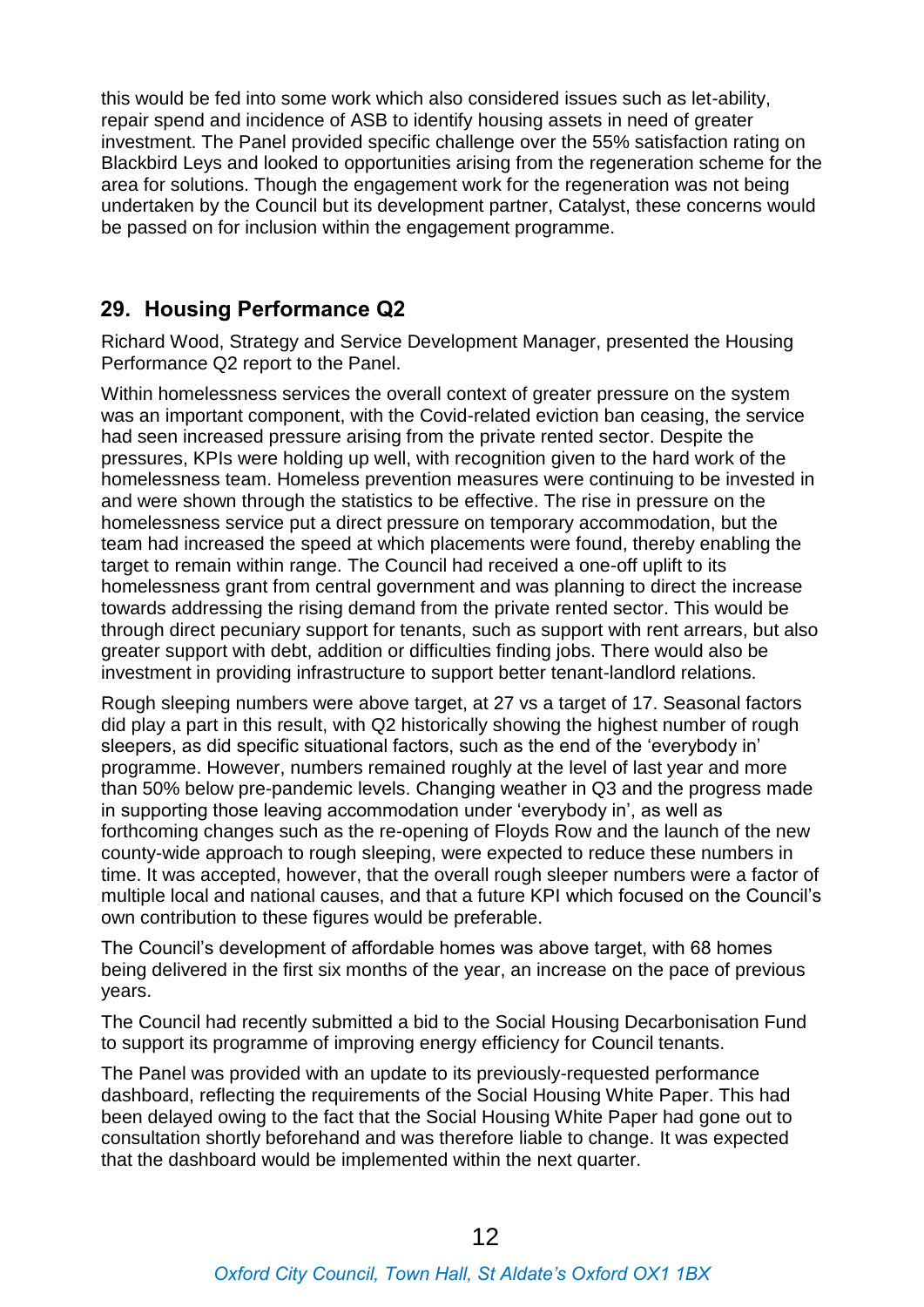this would be fed into some work which also considered issues such as let-ability, repair spend and incidence of ASB to identify housing assets in need of greater investment. The Panel provided specific challenge over the 55% satisfaction rating on Blackbird Leys and looked to opportunities arising from the regeneration scheme for the area for solutions. Though the engagement work for the regeneration was not being undertaken by the Council but its development partner, Catalyst, these concerns would be passed on for inclusion within the engagement programme.

## 29. Housing Performance Q2

Richard Wood, Strategy and Service Development Manager, presented the Housing Performance Q2 report to the Panel.

Within homelessness services the overall context of greater pressure on the system was an important component, with the Covid-related eviction ban ceasing, the service had seen increased pressure arising from the private rented sector. Despite the pressures, KPIs were holding up well, with recognition given to the hard work of the homelessness team. Homeless prevention measures were continuing to be invested in and were shown through the statistics to be effective. The rise in pressure on the homelessness service put a direct pressure on temporary accommodation, but the team had increased the speed at which placements were found, thereby enabling the target to remain within range. The Council had received a one-off uplift to its homelessness grant from central government and was planning to direct the increase towards addressing the rising demand from the private rented sector. This would be through direct pecuniary support for tenants, such as support with rent arrears, but also greater support with debt, addition or difficulties finding jobs. There would also be investment in providing infrastructure to support better tenant-landlord relations.

Rough sleeping numbers were above target, at 27 vs a target of 17. Seasonal factors did play a part in this result, with Q2 historically showing the highest number of rough sleepers, as did specific situational factors, such as the end of the 'everybody in' programme. However, numbers remained roughly at the level of last year and more than 50% below pre-pandemic levels. Changing weather in Q3 and the progress made in supporting those leaving accommodation under 'everybody in', as well as forthcoming changes such as the re-opening of Floyds Row and the launch of the new county-wide approach to rough sleeping, were expected to reduce these numbers in time. It was accepted, however, that the overall rough sleeper numbers were a factor of multiple local and national causes, and that a future KPI which focused on the Council's own contribution to these figures would be preferable.

The Council's development of affordable homes was above target, with 68 homes being delivered in the first six months of the year, an increase on the pace of previous years.

The Council had recently submitted a bid to the Social Housing Decarbonisation Fund to support its programme of improving energy efficiency for Council tenants.

The Panel was provided with an update to its previously-requested performance dashboard, reflecting the requirements of the Social Housing White Paper. This had been delayed owing to the fact that the Social Housing White Paper had gone out to consultation shortly beforehand and was therefore liable to change. It was expected that the dashboard would be implemented within the next quarter.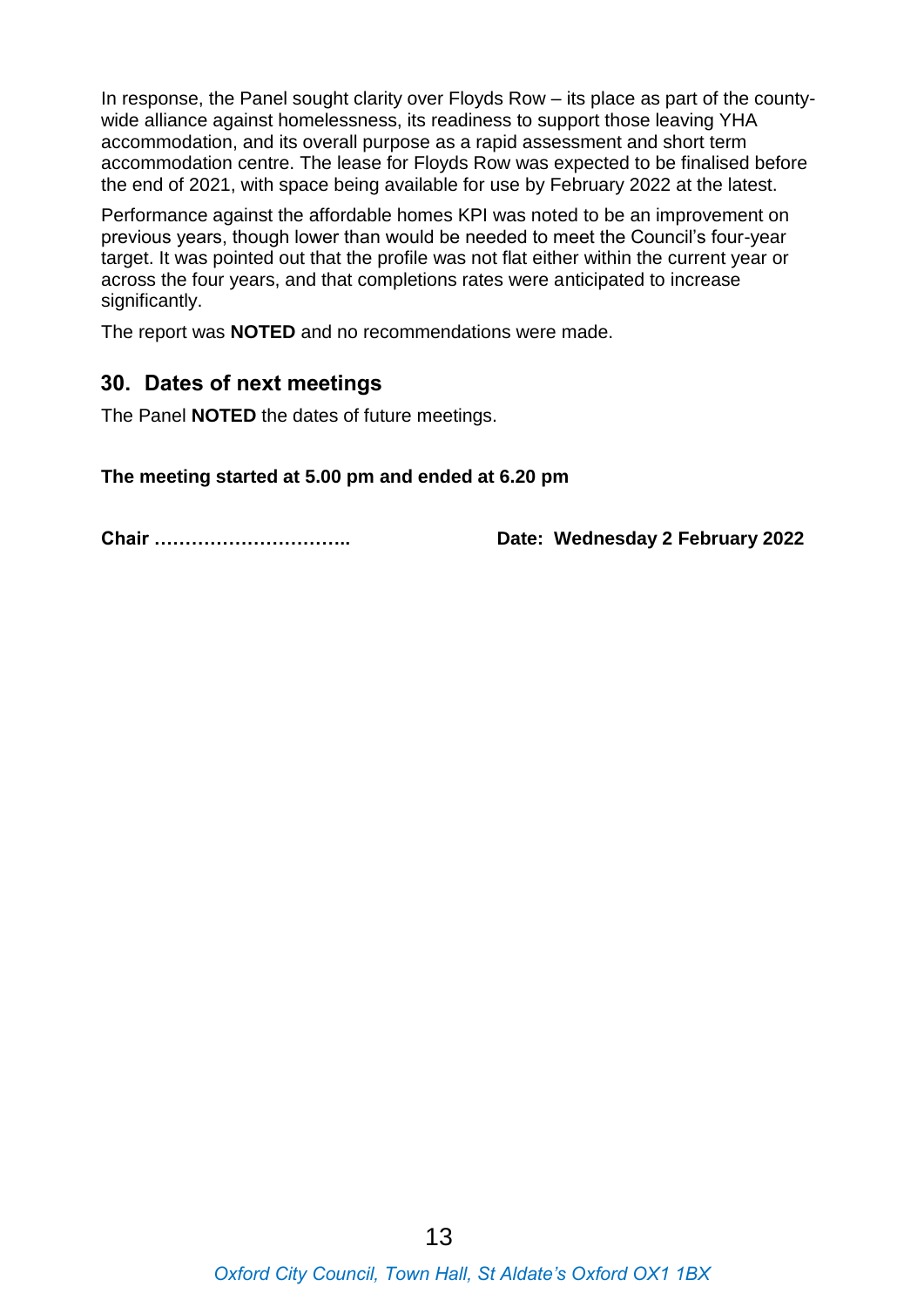In response, the Panel sought clarity over Floyds Row – its place as part of the county-wide alliance against homelessness, its readiness to support those leaving YHA accommodation, and its overall purpose as a rapid assessment and short term accommodation centre. The lease for Floyds Row was expected to be finalised before the end of 2021, with space being available for use by February 2022 at the latest.

Performance against the affordable homes KPI was noted to be an improvement on previous years, though lower than would be needed to meet the Council's four-year target. It was pointed out that the profile was not flat either within the current year or across the four years, and that completions rates were anticipated to increase significantly.

The report was **NOTED** and no recommendations were made.

## 30. Dates of next meetings

The Panel **NOTED** the dates of future meetings.

**The meeting started at 5.00 pm and ended at 6.20 pm**

**Chair …………………………..** **Date: Wednesday 2 February 2022**